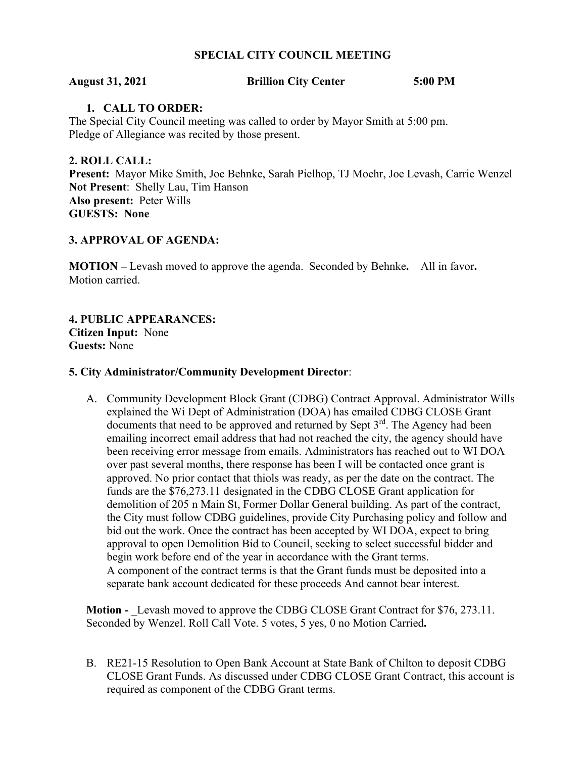**SPECIAL CITY COUNCIL MEETING**

**August 31, 2021 Brillion City Center 5:00 PM**

**1. CALL TO ORDER:**

The Special City Council meeting was called to order by Mayor Smith at 5:00 pm.
Pledge of Allegiance was recited by those present.

**2. ROLL CALL:**

**Present:** Mayor Mike Smith, Joe Behnke, Sarah Pielhop, TJ Moehr, Joe Levash, Carrie Wenzel
**Not Present**: Shelly Lau, Tim Hanson
**Also present:** Peter Wills
**GUESTS: None**

**3. APPROVAL OF AGENDA:**

**MOTION –** Levash moved to approve the agenda. Seconded by Behnke**.** All in favor**.**
Motion carried.

**4. PUBLIC APPEARANCES:**
**Citizen Input:** None
**Guests:** None

**5. City Administrator/Community Development Director**:

A. Community Development Block Grant (CDBG) Contract Approval. Administrator Wills explained the Wi Dept of Administration (DOA) has emailed CDBG CLOSE Grant documents that need to be approved and returned by Sept 3rd. The Agency had been emailing incorrect email address that had not reached the city, the agency should have been receiving error message from emails. Administrators has reached out to WI DOA over past several months, there response has been I will be contacted once grant is approved. No prior contact that thiols was ready, as per the date on the contract. The funds are the $76,273.11 designated in the CDBG CLOSE Grant application for demolition of 205 n Main St, Former Dollar General building. As part of the contract, the City must follow CDBG guidelines, provide City Purchasing policy and follow and bid out the work. Once the contract has been accepted by WI DOA, expect to bring approval to open Demolition Bid to Council, seeking to select successful bidder and begin work before end of the year in accordance with the Grant terms.
A component of the contract terms is that the Grant funds must be deposited into a separate bank account dedicated for these proceeds And cannot bear interest.

**Motion -** _Levash moved to approve the CDBG CLOSE Grant Contract for $76, 273.11. Seconded by Wenzel. Roll Call Vote. 5 votes, 5 yes, 0 no Motion Carried**.**

B. RE21-15 Resolution to Open Bank Account at State Bank of Chilton to deposit CDBG CLOSE Grant Funds. As discussed under CDBG CLOSE Grant Contract, this account is required as component of the CDBG Grant terms.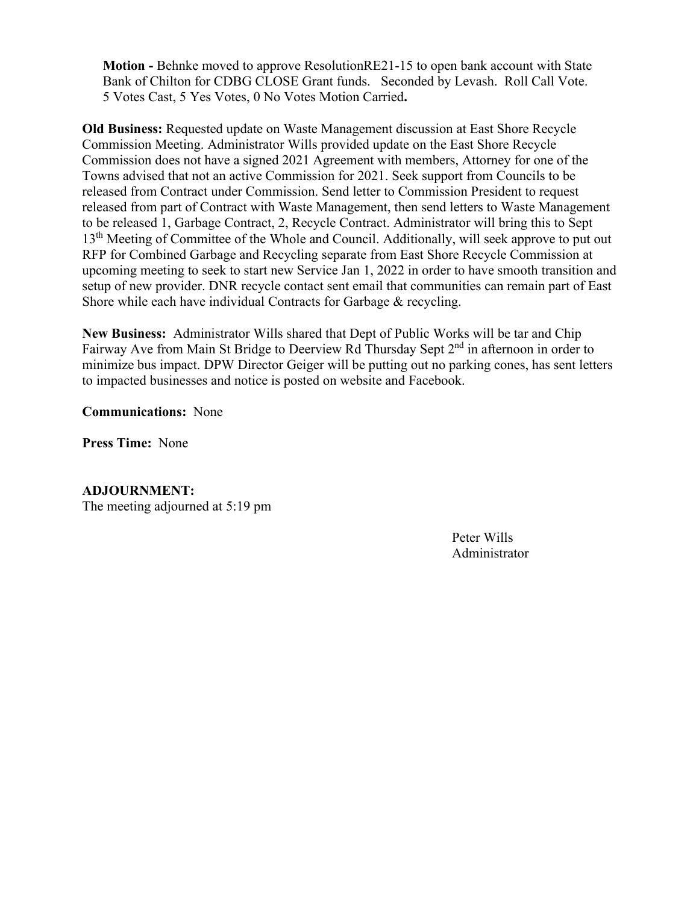**Motion -** Behnke moved to approve ResolutionRE21-15 to open bank account with State Bank of Chilton for CDBG CLOSE Grant funds. Seconded by Levash. Roll Call Vote. 5 Votes Cast, 5 Yes Votes, 0 No Votes Motion Carried**.**

**Old Business:** Requested update on Waste Management discussion at East Shore Recycle Commission Meeting. Administrator Wills provided update on the East Shore Recycle Commission does not have a signed 2021 Agreement with members, Attorney for one of the Towns advised that not an active Commission for 2021. Seek support from Councils to be released from Contract under Commission. Send letter to Commission President to request released from part of Contract with Waste Management, then send letters to Waste Management to be released 1, Garbage Contract, 2, Recycle Contract. Administrator will bring this to Sept 13th Meeting of Committee of the Whole and Council. Additionally, will seek approve to put out RFP for Combined Garbage and Recycling separate from East Shore Recycle Commission at upcoming meeting to seek to start new Service Jan 1, 2022 in order to have smooth transition and setup of new provider. DNR recycle contact sent email that communities can remain part of East Shore while each have individual Contracts for Garbage & recycling.

**New Business:** Administrator Wills shared that Dept of Public Works will be tar and Chip Fairway Ave from Main St Bridge to Deerview Rd Thursday Sept 2nd in afternoon in order to minimize bus impact. DPW Director Geiger will be putting out no parking cones, has sent letters to impacted businesses and notice is posted on website and Facebook.

**Communications:** None

**Press Time:** None

**ADJOURNMENT:**
The meeting adjourned at 5:19 pm

Peter Wills
Administrator